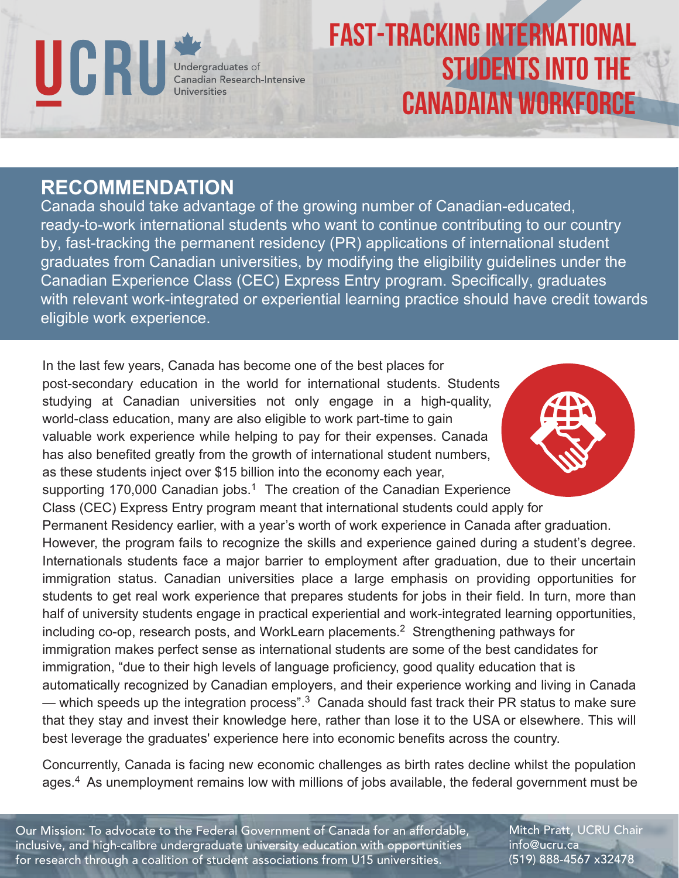UCRU Undergraduates of Canadian Research-Intensive Universities

# FAST-TRACKING INTERNATIONAL STUDENTS INTO THE CANADAIAN WORKFORCE

## RECOMMENDATION

Canada should take advantage of the growing number of Canadian-educated, ready-to-work international students who want to continue contributing to our country by, fast-tracking the permanent residency (PR) applications of international student graduates from Canadian universities, by modifying the eligibility guidelines under the Canadian Experience Class (CEC) Express Entry program. Specifically, graduates with relevant work-integrated or experiential learning practice should have credit towards eligible work experience.

In the last few years, Canada has become one of the best places for post-secondary education in the world for international students. Students studying at Canadian universities not only engage in a high-quality, world-class education, many are also eligible to work part-time to gain valuable work experience while helping to pay for their expenses. Canada has also benefited greatly from the growth of international student numbers, as these students inject over $15 billion into the economy each year, supporting 170,000 Canadian jobs.[1] The creation of the Canadian Experience Class (CEC) Express Entry program meant that international students could apply for Permanent Residency earlier, with a year's worth of work experience in Canada after graduation. However, the program fails to recognize the skills and experience gained during a student's degree. Internationals students face a major barrier to employment after graduation, due to their uncertain immigration status. Canadian universities place a large emphasis on providing opportunities for students to get real work experience that prepares students for jobs in their field. In turn, more than half of university students engage in practical experiential and work-integrated learning opportunities, including co-op, research posts, and WorkLearn placements.[2] Strengthening pathways for immigration makes perfect sense as international students are some of the best candidates for immigration, "due to their high levels of language proficiency, good quality education that is automatically recognized by Canadian employers, and their experience working and living in Canada — which speeds up the integration process".[3] Canada should fast track their PR status to make sure that they stay and invest their knowledge here, rather than lose it to the USA or elsewhere. This will best leverage the graduates' experience here into economic benefits across the country.

Concurrently, Canada is facing new economic challenges as birth rates decline whilst the population ages.[4] As unemployment remains low with millions of jobs available, the federal government must be

Our Mission: To advocate to the Federal Government of Canada for an affordable, inclusive, and high-calibre undergraduate university education with opportunities for research through a coalition of student associations from U15 universities.

Mitch Pratt, UCRU Chair
info@ucru.ca
(519) 888-4567 x32478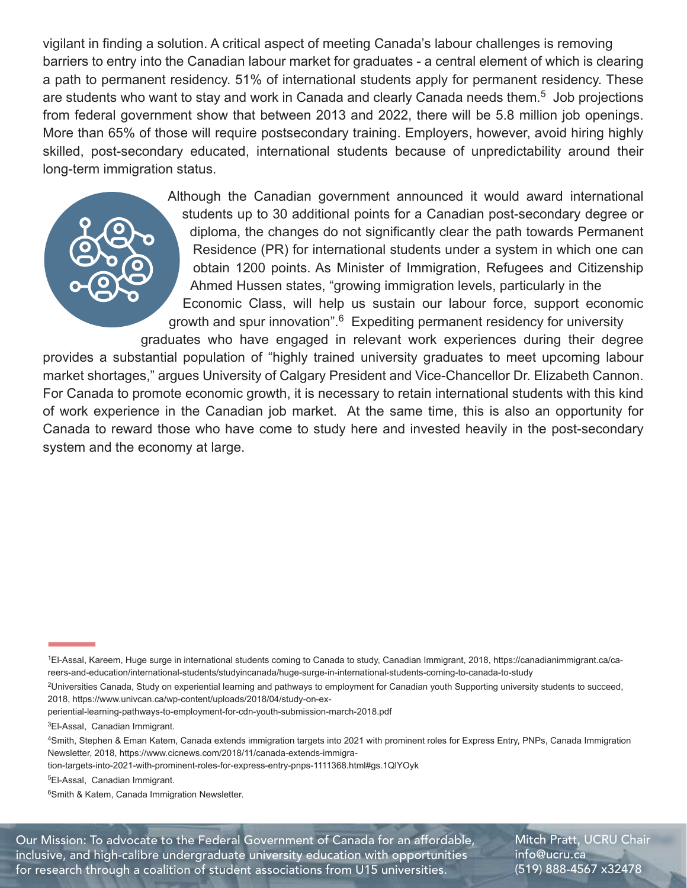vigilant in finding a solution. A critical aspect of meeting Canada's labour challenges is removing barriers to entry into the Canadian labour market for graduates - a central element of which is clearing a path to permanent residency. 51% of international students apply for permanent residency. These are students who want to stay and work in Canada and clearly Canada needs them.[5] Job projections from federal government show that between 2013 and 2022, there will be 5.8 million job openings. More than 65% of those will require postsecondary training. Employers, however, avoid hiring highly skilled, post-secondary educated, international students because of unpredictability around their long-term immigration status.

Although the Canadian government announced it would award international students up to 30 additional points for a Canadian post-secondary degree or diploma, the changes do not significantly clear the path towards Permanent Residence (PR) for international students under a system in which one can obtain 1200 points. As Minister of Immigration, Refugees and Citizenship Ahmed Hussen states, "growing immigration levels, particularly in the Economic Class, will help us sustain our labour force, support economic growth and spur innovation".[6] Expediting permanent residency for university graduates who have engaged in relevant work experiences during their degree provides a substantial population of "highly trained university graduates to meet upcoming labour market shortages," argues University of Calgary President and Vice-Chancellor Dr. Elizabeth Cannon. For Canada to promote economic growth, it is necessary to retain international students with this kind of work experience in the Canadian job market. At the same time, this is also an opportunity for Canada to reward those who have come to study here and invested heavily in the post-secondary system and the economy at large.

---

[1] El-Assal, Kareem, Huge surge in international students coming to Canada to study, Canadian Immigrant, 2018, https://canadianimmigrant.ca/careers-and-education/international-students/studyincanada/huge-surge-in-international-students-coming-to-canada-to-study

[2] Universities Canada, Study on experiential learning and pathways to employment for Canadian youth Supporting university students to succeed, 2018, https://www.univcan.ca/wp-content/uploads/2018/04/study-on-experiential-learning-pathways-to-employment-for-cdn-youth-submission-march-2018.pdf

[3] El-Assal, Canadian Immigrant.

[4] Smith, Stephen & Eman Katem, Canada extends immigration targets into 2021 with prominent roles for Express Entry, PNPs, Canada Immigration Newsletter, 2018, https://www.cicnews.com/2018/11/canada-extends-immigration-targets-into-2021-with-prominent-roles-for-express-entry-pnps-1111368.html#gs.1QlYOyk

[5] El-Assal, Canadian Immigrant.

[6] Smith & Katem, Canada Immigration Newsletter.

Our Mission: To advocate to the Federal Government of Canada for an affordable, inclusive, and high-calibre undergraduate university education with opportunities for research through a coalition of student associations from U15 universities.

Mitch Pratt, UCRU Chair
info@ucru.ca
(519) 888-4567 x32478